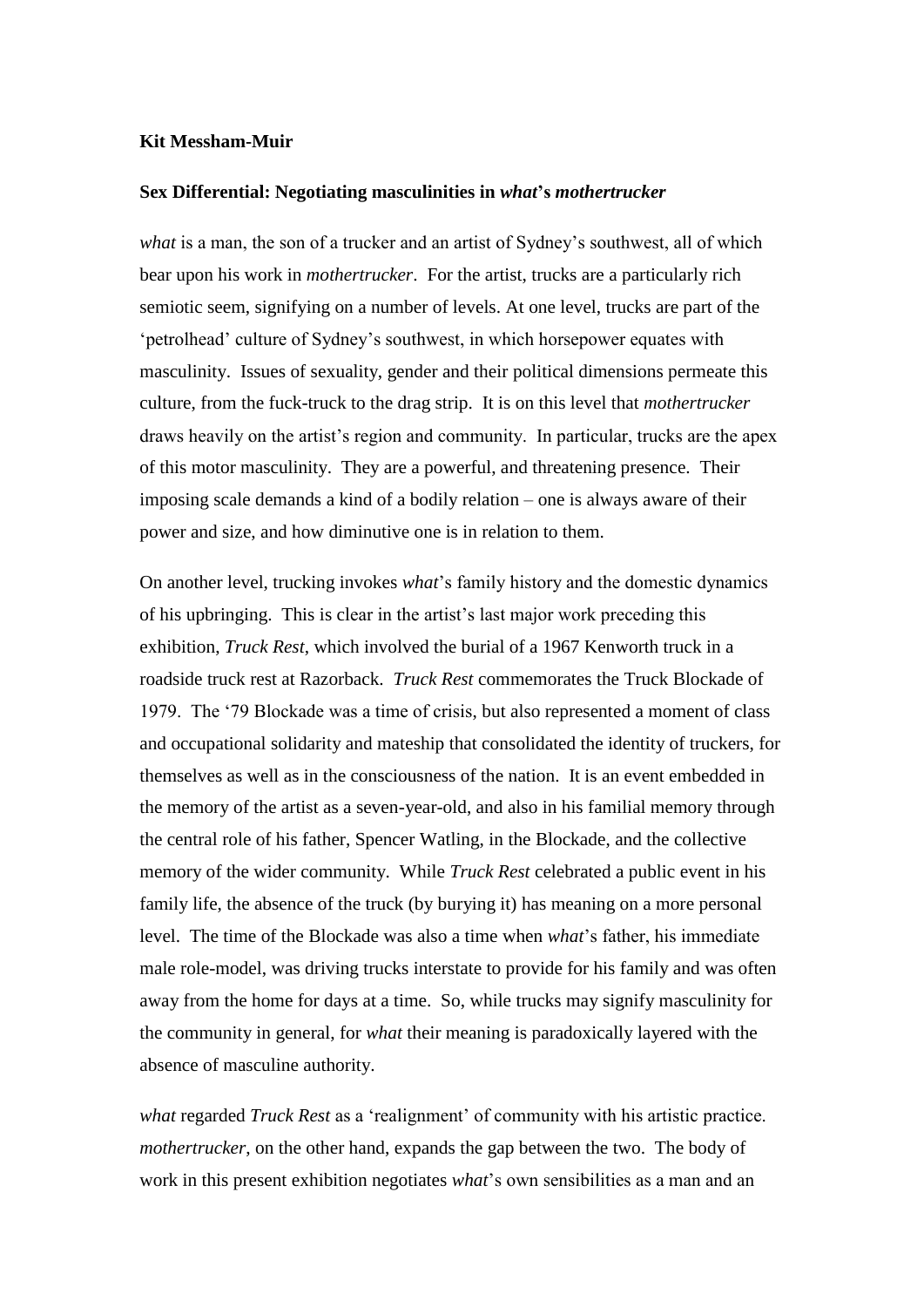**Kit Messham-Muir**

**Sex Differential: Negotiating masculinities in *what*'s *mothertrucker***

*what* is a man, the son of a trucker and an artist of Sydney's southwest, all of which bear upon his work in *mothertrucker*. For the artist, trucks are a particularly rich semiotic seem, signifying on a number of levels. At one level, trucks are part of the 'petrolhead' culture of Sydney's southwest, in which horsepower equates with masculinity. Issues of sexuality, gender and their political dimensions permeate this culture, from the fuck-truck to the drag strip. It is on this level that *mothertrucker* draws heavily on the artist's region and community. In particular, trucks are the apex of this motor masculinity. They are a powerful, and threatening presence. Their imposing scale demands a kind of a bodily relation – one is always aware of their power and size, and how diminutive one is in relation to them.

On another level, trucking invokes *what*'s family history and the domestic dynamics of his upbringing. This is clear in the artist's last major work preceding this exhibition, *Truck Rest*, which involved the burial of a 1967 Kenworth truck in a roadside truck rest at Razorback. *Truck Rest* commemorates the Truck Blockade of 1979. The '79 Blockade was a time of crisis, but also represented a moment of class and occupational solidarity and mateship that consolidated the identity of truckers, for themselves as well as in the consciousness of the nation. It is an event embedded in the memory of the artist as a seven-year-old, and also in his familial memory through the central role of his father, Spencer Watling, in the Blockade, and the collective memory of the wider community. While *Truck Rest* celebrated a public event in his family life, the absence of the truck (by burying it) has meaning on a more personal level. The time of the Blockade was also a time when *what*'s father, his immediate male role-model, was driving trucks interstate to provide for his family and was often away from the home for days at a time. So, while trucks may signify masculinity for the community in general, for *what* their meaning is paradoxically layered with the absence of masculine authority.

*what* regarded *Truck Rest* as a 'realignment' of community with his artistic practice. *mothertrucker*, on the other hand, expands the gap between the two. The body of work in this present exhibition negotiates *what*'s own sensibilities as a man and an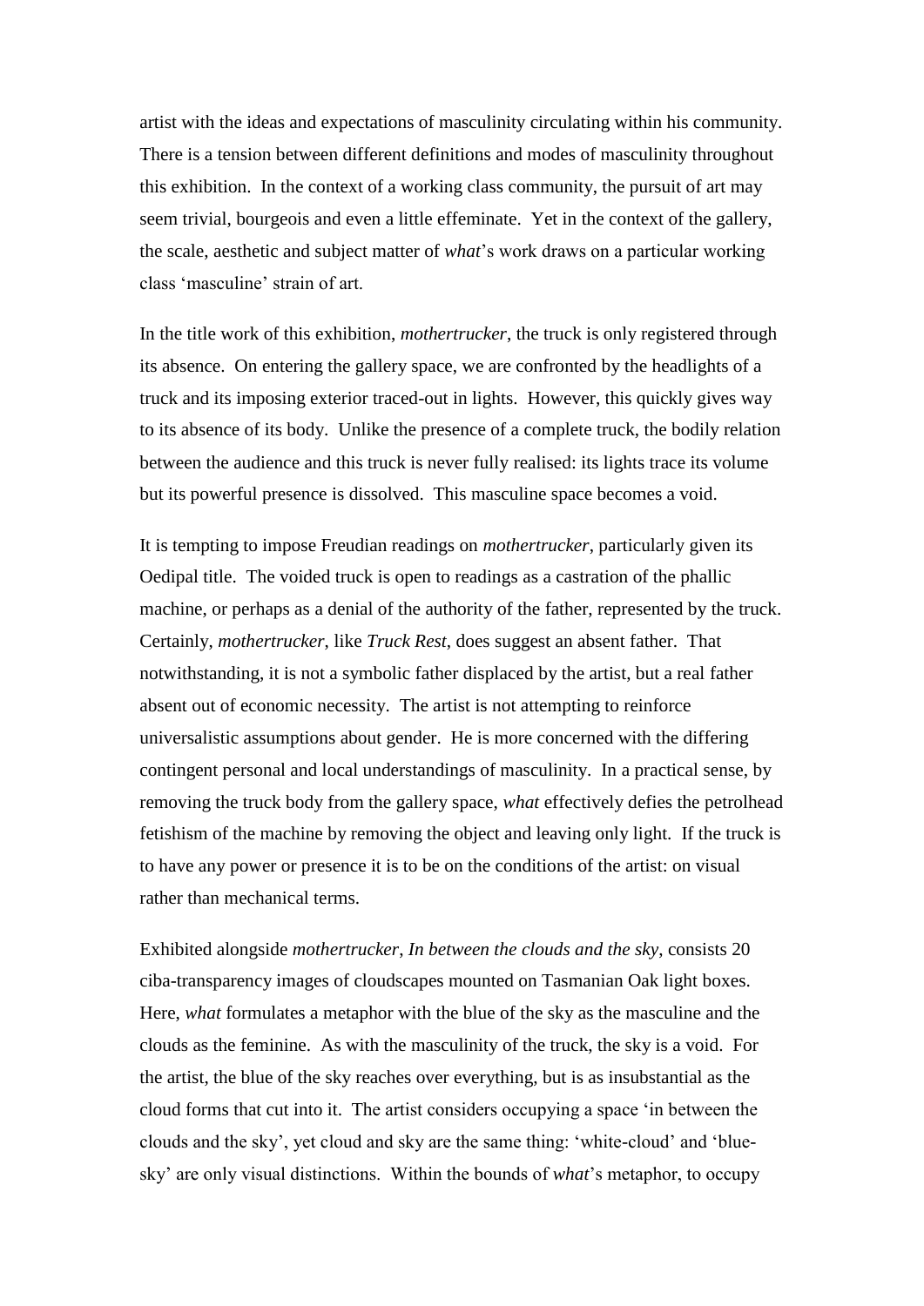artist with the ideas and expectations of masculinity circulating within his community. There is a tension between different definitions and modes of masculinity throughout this exhibition. In the context of a working class community, the pursuit of art may seem trivial, bourgeois and even a little effeminate. Yet in the context of the gallery, the scale, aesthetic and subject matter of *what*'s work draws on a particular working class 'masculine' strain of art.

In the title work of this exhibition, *mothertrucker*, the truck is only registered through its absence. On entering the gallery space, we are confronted by the headlights of a truck and its imposing exterior traced-out in lights. However, this quickly gives way to its absence of its body. Unlike the presence of a complete truck, the bodily relation between the audience and this truck is never fully realised: its lights trace its volume but its powerful presence is dissolved. This masculine space becomes a void.

It is tempting to impose Freudian readings on *mothertrucker*, particularly given its Oedipal title. The voided truck is open to readings as a castration of the phallic machine, or perhaps as a denial of the authority of the father, represented by the truck. Certainly, *mothertrucker*, like *Truck Rest*, does suggest an absent father. That notwithstanding, it is not a symbolic father displaced by the artist, but a real father absent out of economic necessity. The artist is not attempting to reinforce universalistic assumptions about gender. He is more concerned with the differing contingent personal and local understandings of masculinity. In a practical sense, by removing the truck body from the gallery space, *what* effectively defies the petrolhead fetishism of the machine by removing the object and leaving only light. If the truck is to have any power or presence it is to be on the conditions of the artist: on visual rather than mechanical terms.

Exhibited alongside *mothertrucker*, *In between the clouds and the sky*, consists 20 ciba-transparency images of cloudscapes mounted on Tasmanian Oak light boxes. Here, *what* formulates a metaphor with the blue of the sky as the masculine and the clouds as the feminine. As with the masculinity of the truck, the sky is a void. For the artist, the blue of the sky reaches over everything, but is as insubstantial as the cloud forms that cut into it. The artist considers occupying a space 'in between the clouds and the sky', yet cloud and sky are the same thing: 'white-cloud' and 'blue-sky' are only visual distinctions. Within the bounds of *what*'s metaphor, to occupy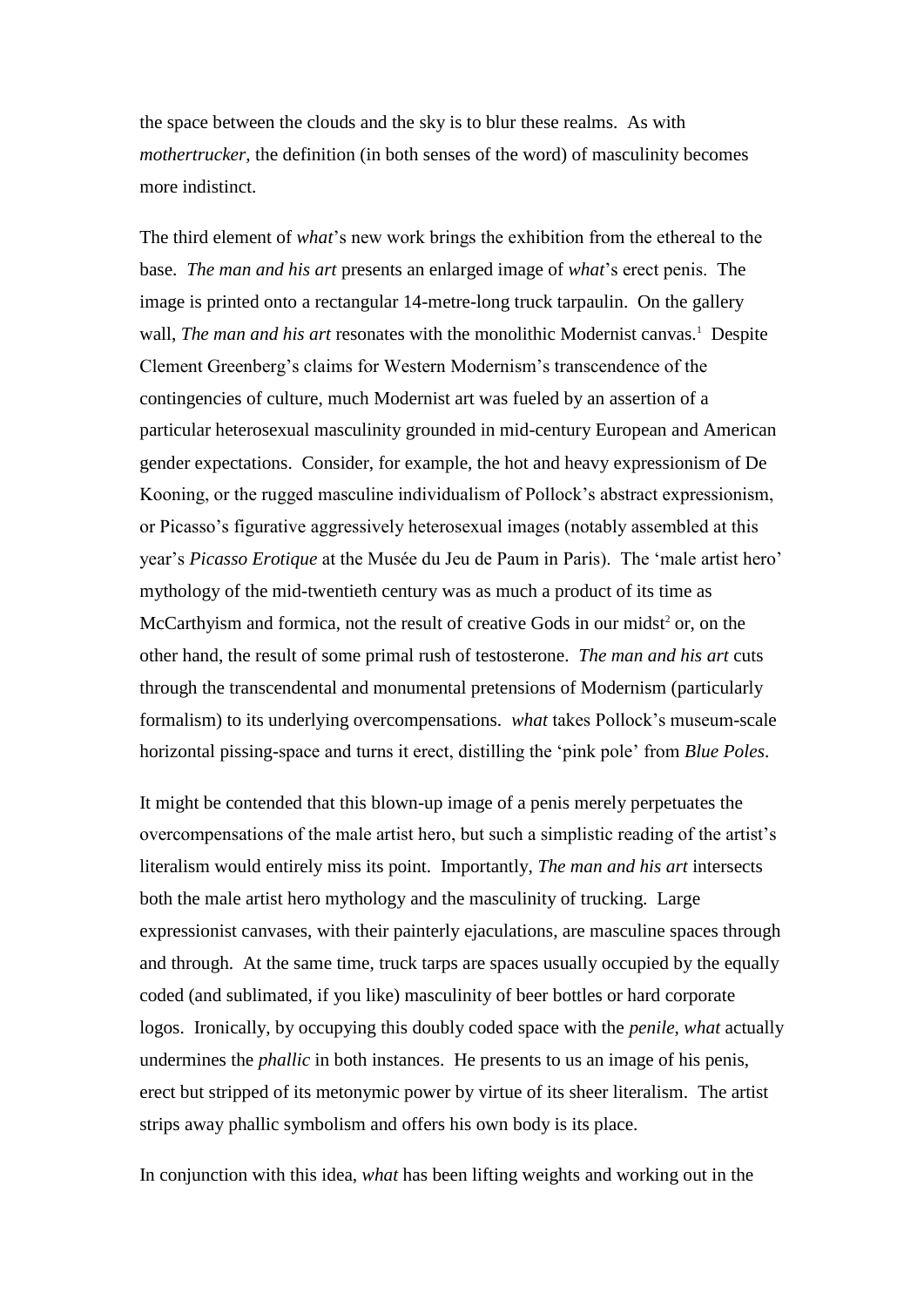the space between the clouds and the sky is to blur these realms. As with *mothertrucker*, the definition (in both senses of the word) of masculinity becomes more indistinct.

The third element of *what*'s new work brings the exhibition from the ethereal to the base. *The man and his art* presents an enlarged image of *what*'s erect penis. The image is printed onto a rectangular 14-metre-long truck tarpaulin. On the gallery wall, *The man and his art* resonates with the monolithic Modernist canvas.[1] Despite Clement Greenberg's claims for Western Modernism's transcendence of the contingencies of culture, much Modernist art was fueled by an assertion of a particular heterosexual masculinity grounded in mid-century European and American gender expectations. Consider, for example, the hot and heavy expressionism of De Kooning, or the rugged masculine individualism of Pollock's abstract expressionism, or Picasso's figurative aggressively heterosexual images (notably assembled at this year's *Picasso Erotique* at the Musée du Jeu de Paum in Paris). The 'male artist hero' mythology of the mid-twentieth century was as much a product of its time as McCarthyism and formica, not the result of creative Gods in our midst[2] or, on the other hand, the result of some primal rush of testosterone. *The man and his art* cuts through the transcendental and monumental pretensions of Modernism (particularly formalism) to its underlying overcompensations. *what* takes Pollock's museum-scale horizontal pissing-space and turns it erect, distilling the 'pink pole' from *Blue Poles*.

It might be contended that this blown-up image of a penis merely perpetuates the overcompensations of the male artist hero, but such a simplistic reading of the artist's literalism would entirely miss its point. Importantly, *The man and his art* intersects both the male artist hero mythology and the masculinity of trucking. Large expressionist canvases, with their painterly ejaculations, are masculine spaces through and through. At the same time, truck tarps are spaces usually occupied by the equally coded (and sublimated, if you like) masculinity of beer bottles or hard corporate logos. Ironically, by occupying this doubly coded space with the *penile*, *what* actually undermines the *phallic* in both instances. He presents to us an image of his penis, erect but stripped of its metonymic power by virtue of its sheer literalism. The artist strips away phallic symbolism and offers his own body is its place.

In conjunction with this idea, *what* has been lifting weights and working out in the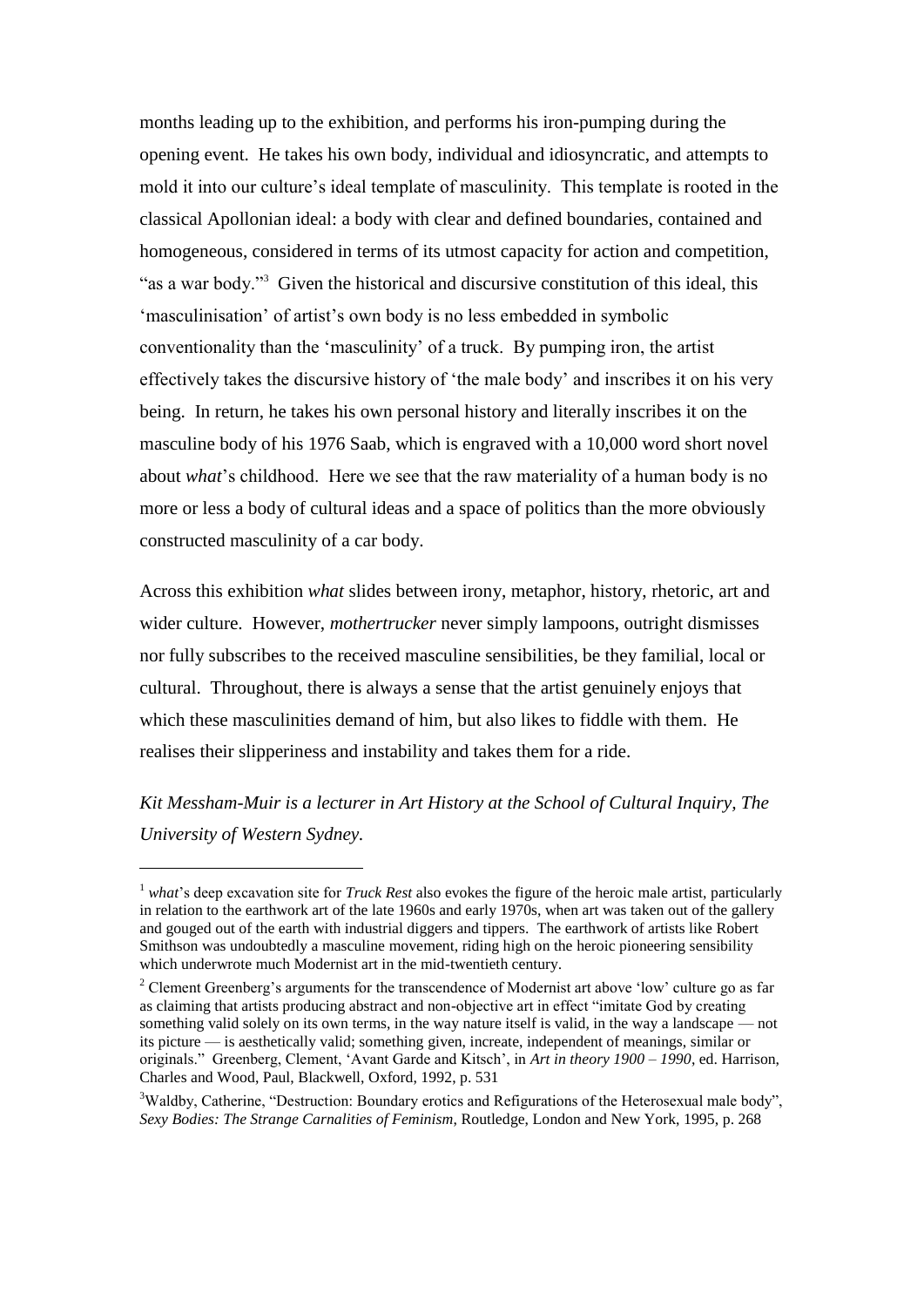months leading up to the exhibition, and performs his iron-pumping during the opening event. He takes his own body, individual and idiosyncratic, and attempts to mold it into our culture's ideal template of masculinity. This template is rooted in the classical Apollonian ideal: a body with clear and defined boundaries, contained and homogeneous, considered in terms of its utmost capacity for action and competition, "as a war body."[3] Given the historical and discursive constitution of this ideal, this 'masculinisation' of artist's own body is no less embedded in symbolic conventionality than the 'masculinity' of a truck. By pumping iron, the artist effectively takes the discursive history of 'the male body' and inscribes it on his very being. In return, he takes his own personal history and literally inscribes it on the masculine body of his 1976 Saab, which is engraved with a 10,000 word short novel about *what*'s childhood. Here we see that the raw materiality of a human body is no more or less a body of cultural ideas and a space of politics than the more obviously constructed masculinity of a car body.

Across this exhibition *what* slides between irony, metaphor, history, rhetoric, art and wider culture. However, *mothertrucker* never simply lampoons, outright dismisses nor fully subscribes to the received masculine sensibilities, be they familial, local or cultural. Throughout, there is always a sense that the artist genuinely enjoys that which these masculinities demand of him, but also likes to fiddle with them. He realises their slipperiness and instability and takes them for a ride.

*Kit Messham-Muir is a lecturer in Art History at the School of Cultural Inquiry, The University of Western Sydney.*

---

[1] *what*'s deep excavation site for *Truck Rest* also evokes the figure of the heroic male artist, particularly in relation to the earthwork art of the late 1960s and early 1970s, when art was taken out of the gallery and gouged out of the earth with industrial diggers and tippers. The earthwork of artists like Robert Smithson was undoubtedly a masculine movement, riding high on the heroic pioneering sensibility which underwrote much Modernist art in the mid-twentieth century.

[2] Clement Greenberg's arguments for the transcendence of Modernist art above 'low' culture go as far as claiming that artists producing abstract and non-objective art in effect "imitate God by creating something valid solely on its own terms, in the way nature itself is valid, in the way a landscape — not its picture — is aesthetically valid; something given, increate, independent of meanings, similar or originals." Greenberg, Clement, 'Avant Garde and Kitsch', in *Art in theory 1900 – 1990*, ed. Harrison, Charles and Wood, Paul, Blackwell, Oxford, 1992, p. 531

[3] Waldby, Catherine, "Destruction: Boundary erotics and Refigurations of the Heterosexual male body", *Sexy Bodies: The Strange Carnalities of Feminism*, Routledge, London and New York, 1995, p. 268